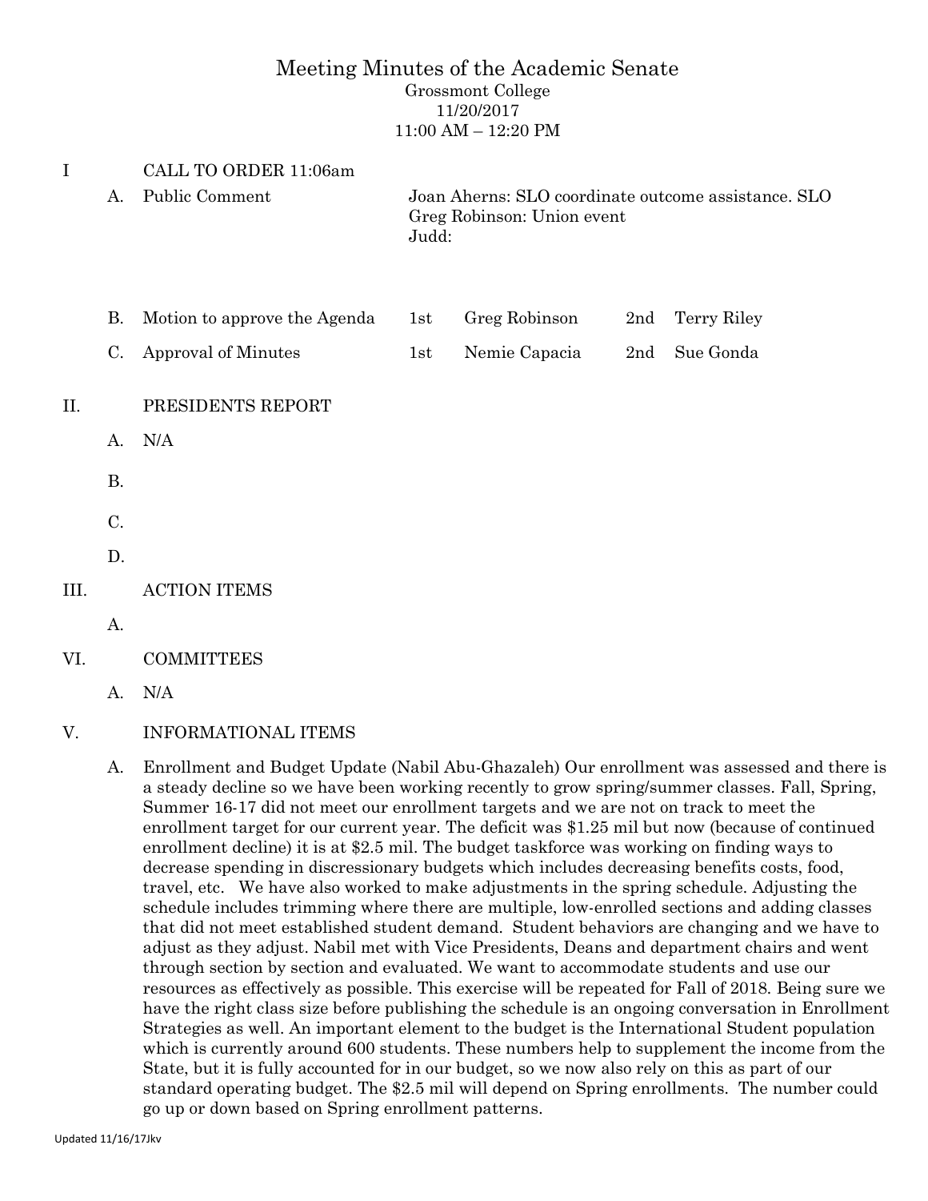# Meeting Minutes of the Academic Senate

Grossmont College
11/20/2017
11:00 AM – 12:20 PM

I CALL TO ORDER 11:06am

A. Public Comment

Joan Aherns: SLO coordinate outcome assistance. SLO
Greg Robinson: Union event
Judd:

| | | | | | |
|---|---|---|---|---|---|
| B. Motion to approve the Agenda | 1st | Greg Robinson | 2nd | Terry Riley |
| C. Approval of Minutes | 1st | Nemie Capacia | 2nd | Sue Gonda |

II. PRESIDENTS REPORT

A. N/A

B.

C.

D.

III. ACTION ITEMS

A.

VI. COMMITTEES

A. N/A

V. INFORMATIONAL ITEMS

A. Enrollment and Budget Update (Nabil Abu-Ghazaleh) Our enrollment was assessed and there is a steady decline so we have been working recently to grow spring/summer classes. Fall, Spring, Summer 16-17 did not meet our enrollment targets and we are not on track to meet the enrollment target for our current year. The deficit was $1.25 mil but now (because of continued enrollment decline) it is at $2.5 mil. The budget taskforce was working on finding ways to decrease spending in discressionary budgets which includes decreasing benefits costs, food, travel, etc. We have also worked to make adjustments in the spring schedule. Adjusting the schedule includes trimming where there are multiple, low-enrolled sections and adding classes that did not meet established student demand. Student behaviors are changing and we have to adjust as they adjust. Nabil met with Vice Presidents, Deans and department chairs and went through section by section and evaluated. We want to accommodate students and use our resources as effectively as possible. This exercise will be repeated for Fall of 2018. Being sure we have the right class size before publishing the schedule is an ongoing conversation in Enrollment Strategies as well. An important element to the budget is the International Student population which is currently around 600 students. These numbers help to supplement the income from the State, but it is fully accounted for in our budget, so we now also rely on this as part of our standard operating budget. The $2.5 mil will depend on Spring enrollments. The number could go up or down based on Spring enrollment patterns.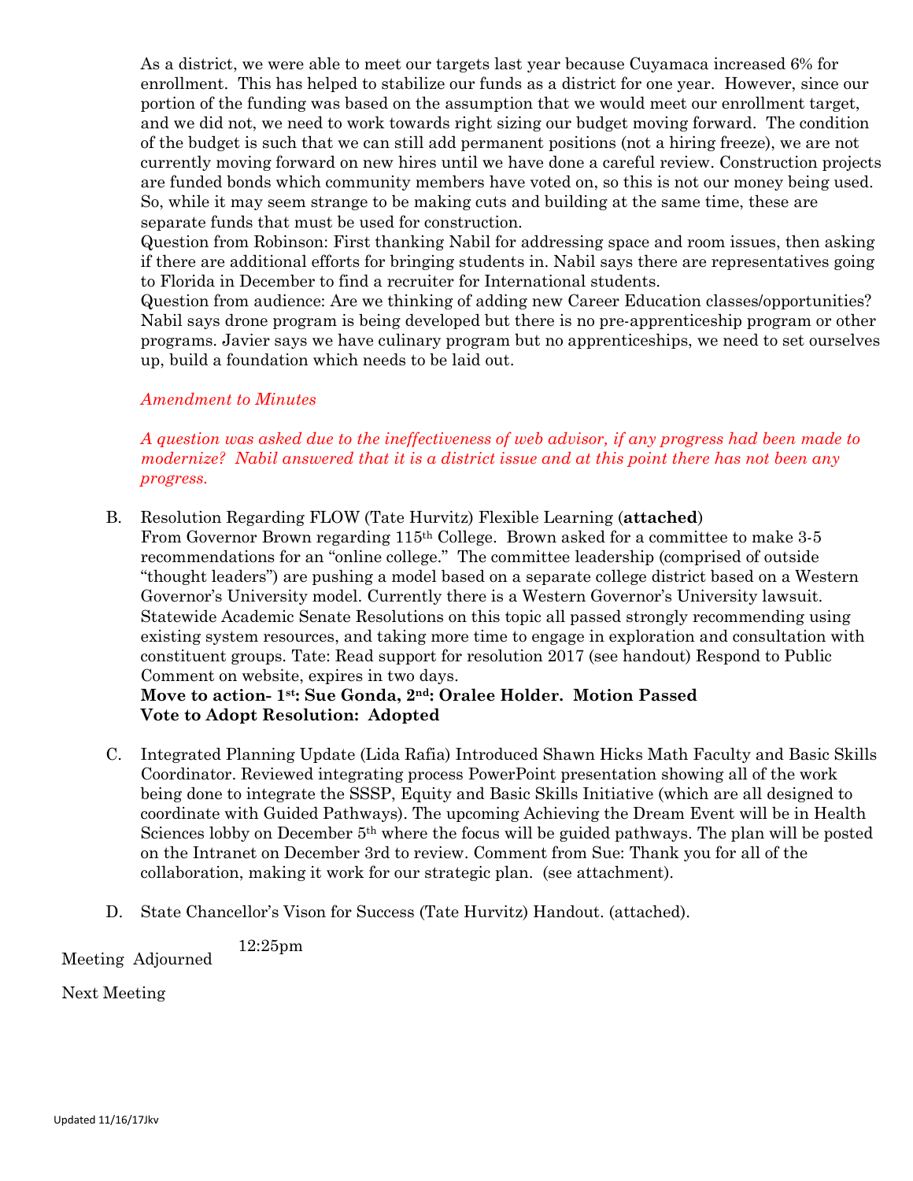As a district, we were able to meet our targets last year because Cuyamaca increased 6% for enrollment. This has helped to stabilize our funds as a district for one year. However, since our portion of the funding was based on the assumption that we would meet our enrollment target, and we did not, we need to work towards right sizing our budget moving forward. The condition of the budget is such that we can still add permanent positions (not a hiring freeze), we are not currently moving forward on new hires until we have done a careful review. Construction projects are funded bonds which community members have voted on, so this is not our money being used. So, while it may seem strange to be making cuts and building at the same time, these are separate funds that must be used for construction.

Question from Robinson: First thanking Nabil for addressing space and room issues, then asking if there are additional efforts for bringing students in. Nabil says there are representatives going to Florida in December to find a recruiter for International students.

Question from audience: Are we thinking of adding new Career Education classes/opportunities? Nabil says drone program is being developed but there is no pre-apprenticeship program or other programs. Javier says we have culinary program but no apprenticeships, we need to set ourselves up, build a foundation which needs to be laid out.

*Amendment to Minutes*

*A question was asked due to the ineffectiveness of web advisor, if any progress had been made to modernize? Nabil answered that it is a district issue and at this point there has not been any progress.*

B. Resolution Regarding FLOW (Tate Hurvitz) Flexible Learning (**attached**)
From Governor Brown regarding 115th College. Brown asked for a committee to make 3-5 recommendations for an "online college." The committee leadership (comprised of outside "thought leaders") are pushing a model based on a separate college district based on a Western Governor's University model. Currently there is a Western Governor's University lawsuit. Statewide Academic Senate Resolutions on this topic all passed strongly recommending using existing system resources, and taking more time to engage in exploration and consultation with constituent groups. Tate: Read support for resolution 2017 (see handout) Respond to Public Comment on website, expires in two days.
**Move to action- 1st: Sue Gonda, 2nd: Oralee Holder. Motion Passed**
**Vote to Adopt Resolution: Adopted**

C. Integrated Planning Update (Lida Rafia) Introduced Shawn Hicks Math Faculty and Basic Skills Coordinator. Reviewed integrating process PowerPoint presentation showing all of the work being done to integrate the SSSP, Equity and Basic Skills Initiative (which are all designed to coordinate with Guided Pathways). The upcoming Achieving the Dream Event will be in Health Sciences lobby on December 5th where the focus will be guided pathways. The plan will be posted on the Intranet on December 3rd to review. Comment from Sue: Thank you for all of the collaboration, making it work for our strategic plan. (see attachment).

D. State Chancellor's Vison for Success (Tate Hurvitz) Handout. (attached).

Meeting Adjourned 12:25pm

Next Meeting

Updated 11/16/17Jkv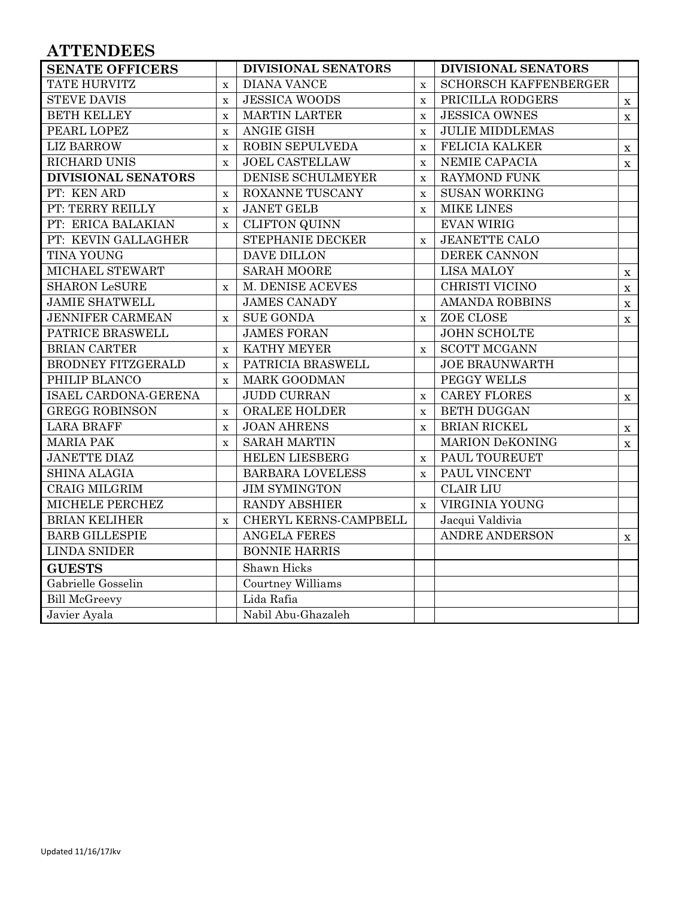## ATTENDEES

| SENATE OFFICERS | | DIVISIONAL SENATORS | | DIVISIONAL SENATORS | |
|---|---|---|---|---|---|
| TATE HURVITZ | x | DIANA VANCE | x | SCHORSCH KAFFENBERGER | |
| STEVE DAVIS | x | JESSICA WOODS | x | PRICILLA RODGERS | x |
| BETH KELLEY | x | MARTIN LARTER | x | JESSICA OWNES | x |
| PEARL LOPEZ | x | ANGIE GISH | x | JULIE MIDDLEMAS | |
| LIZ BARROW | x | ROBIN SEPULVEDA | x | FELICIA KALKER | x |
| RICHARD UNIS | x | JOEL CASTELLAW | x | NEMIE CAPACIA | x |
| **DIVISIONAL SENATORS** | | DENISE SCHULMEYER | x | RAYMOND FUNK | |
| PT: KEN ARD | x | ROXANNE TUSCANY | x | SUSAN WORKING | |
| PT: TERRY REILLY | x | JANET GELB | x | MIKE LINES | |
| PT: ERICA BALAKIAN | x | CLIFTON QUINN | | EVAN WIRIG | |
| PT: KEVIN GALLAGHER | | STEPHANIE DECKER | x | JEANETTE CALO | |
| TINA YOUNG | | DAVE DILLON | | DEREK CANNON | |
| MICHAEL STEWART | | SARAH MOORE | | LISA MALOY | x |
| SHARON LeSURE | x | M. DENISE ACEVES | | CHRISTI VICINO | x |
| JAMIE SHATWELL | | JAMES CANADY | | AMANDA ROBBINS | x |
| JENNIFER CARMEAN | x | SUE GONDA | x | ZOE CLOSE | x |
| PATRICE BRASWELL | | JAMES FORAN | | JOHN SCHOLTE | |
| BRIAN CARTER | x | KATHY MEYER | x | SCOTT MCGANN | |
| BRODNEY FITZGERALD | x | PATRICIA BRASWELL | | JOE BRAUNWARTH | |
| PHILIP BLANCO | x | MARK GOODMAN | | PEGGY WELLS | |
| ISAEL CARDONA-GERENA | | JUDD CURRAN | x | CAREY FLORES | x |
| GREGG ROBINSON | x | ORALEE HOLDER | x | BETH DUGGAN | |
| LARA BRAFF | x | JOAN AHRENS | x | BRIAN RICKEL | x |
| MARIA PAK | x | SARAH MARTIN | | MARION DeKONING | x |
| JANETTE DIAZ | | HELEN LIESBERG | x | PAUL TOUREUET | |
| SHINA ALAGIA | | BARBARA LOVELESS | x | PAUL VINCENT | |
| CRAIG MILGRIM | | JIM SYMINGTON | | CLAIR LIU | |
| MICHELE PERCHEZ | | RANDY ABSHIER | x | VIRGINIA YOUNG | |
| BRIAN KELIHER | x | CHERYL KERNS-CAMPBELL | | Jacqui Valdivia | |
| BARB GILLESPIE | | ANGELA FERES | | ANDRE ANDERSON | x |
| LINDA SNIDER | | BONNIE HARRIS | | | |
| **GUESTS** | | Shawn Hicks | | | |
| Gabrielle Gosselin | | Courtney Williams | | | |
| Bill McGreevy | | Lida Rafia | | | |
| Javier Ayala | | Nabil Abu-Ghazaleh | | | |

Updated 11/16/17Jkv